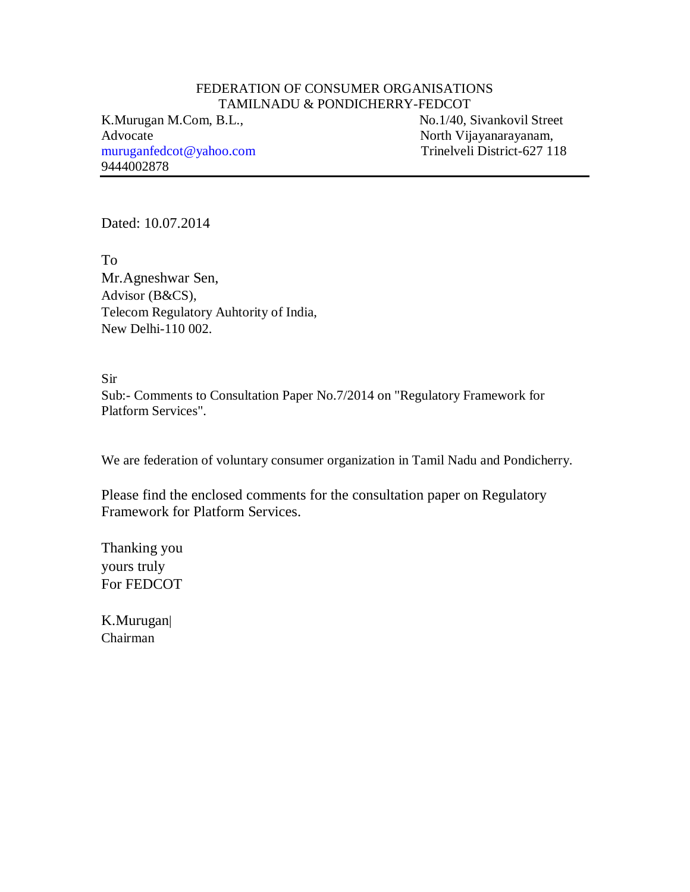FEDERATION OF CONSUMER ORGANISATIONS
TAMILNADU & PONDICHERRY-FEDCOT

K.Murugan M.Com, B.L.,
Advocate
muruganfedcot@yahoo.com
9444002878

No.1/40, Sivankovil Street
North Vijayanarayanam,
Trinelveli District-627 118

---

Dated: 10.07.2014

To
Mr.Agneshwar Sen,
Advisor (B&CS),
Telecom Regulatory Auhtority of India,
New Delhi-110 002.

Sir
Sub:- Comments to Consultation Paper No.7/2014 on "Regulatory Framework for Platform Services".

We are federation of voluntary consumer organization in Tamil Nadu and Pondicherry.

Please find the enclosed comments for the consultation paper on Regulatory Framework for Platform Services.

Thanking you
yours truly
For FEDCOT

K.Murugan|
Chairman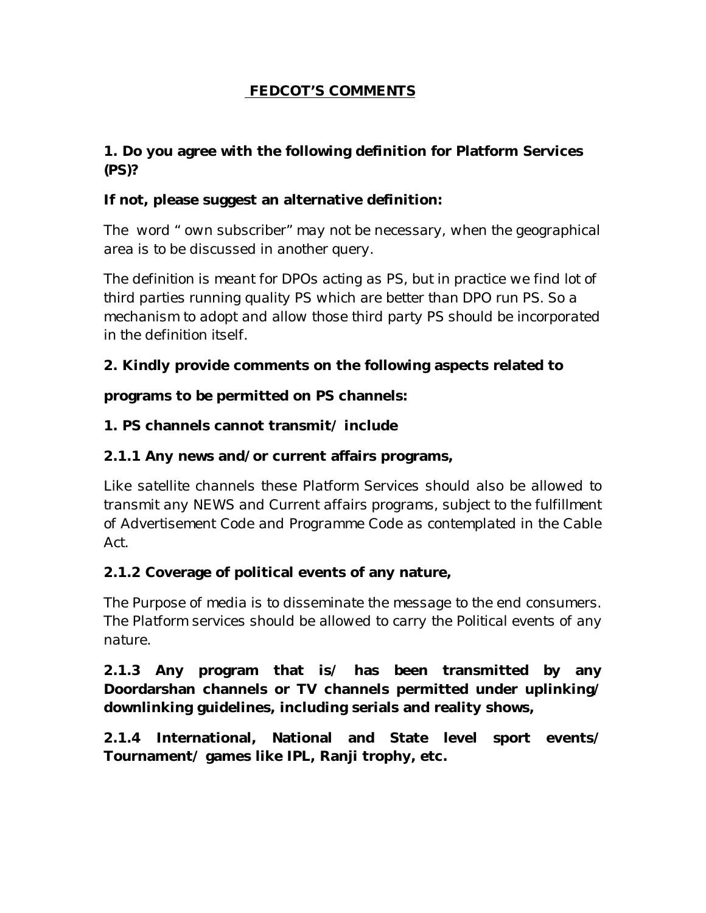# FEDCOT'S COMMENTS

**1. Do you agree with the following definition for Platform Services (PS)?**

**If not, please suggest an alternative definition:**

The word " own subscriber" may not be necessary, when the geographical area is to be discussed in another query.

The definition is meant for DPOs acting as PS, but in practice we find lot of third parties running quality PS which are better than DPO run PS. So a mechanism to adopt and allow those third party PS should be incorporated in the definition itself.

**2. Kindly provide comments on the following aspects related to**

**programs to be permitted on PS channels:**

**1. PS channels cannot transmit/ include**

**2.1.1 Any news and/or current affairs programs,**

Like satellite channels these Platform Services should also be allowed to transmit any NEWS and Current affairs programs, subject to the fulfillment of Advertisement Code and Programme Code as contemplated in the Cable Act.

**2.1.2 Coverage of political events of any nature,**

The Purpose of media is to disseminate the message to the end consumers. The Platform services should be allowed to carry the Political events of any nature.

**2.1.3 Any program that is/ has been transmitted by any Doordarshan channels or TV channels permitted under uplinking/ downlinking guidelines, including serials and reality shows,**

**2.1.4 International, National and State level sport events/ Tournament/ games like IPL, Ranji trophy, etc.**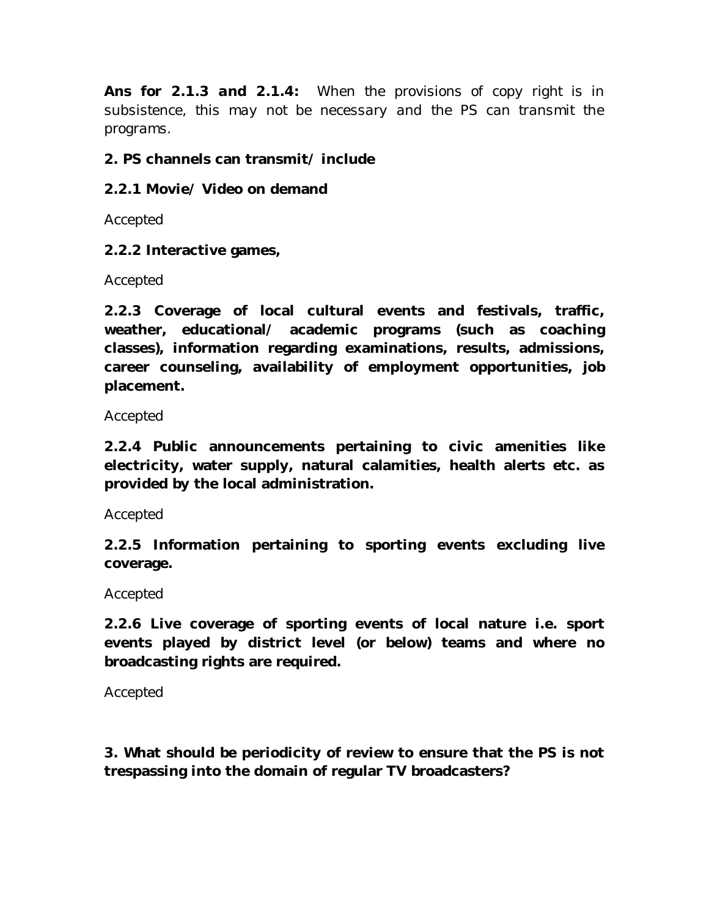**Ans for 2.1.3 and 2.1.4:** When the provisions of copy right is in subsistence, this may not be necessary and the PS can transmit the programs.

**2. PS channels can transmit/ include**

**2.2.1 Movie/ Video on demand**

Accepted

**2.2.2 Interactive games,**

Accepted

**2.2.3 Coverage of local cultural events and festivals, traffic, weather, educational/ academic programs (such as coaching classes), information regarding examinations, results, admissions, career counseling, availability of employment opportunities, job placement.**

Accepted

**2.2.4 Public announcements pertaining to civic amenities like electricity, water supply, natural calamities, health alerts etc. as provided by the local administration.**

Accepted

**2.2.5 Information pertaining to sporting events excluding live coverage.**

Accepted

**2.2.6 Live coverage of sporting events of local nature i.e. sport events played by district level (or below) teams and where no broadcasting rights are required.**

Accepted

**3. What should be periodicity of review to ensure that the PS is not trespassing into the domain of regular TV broadcasters?**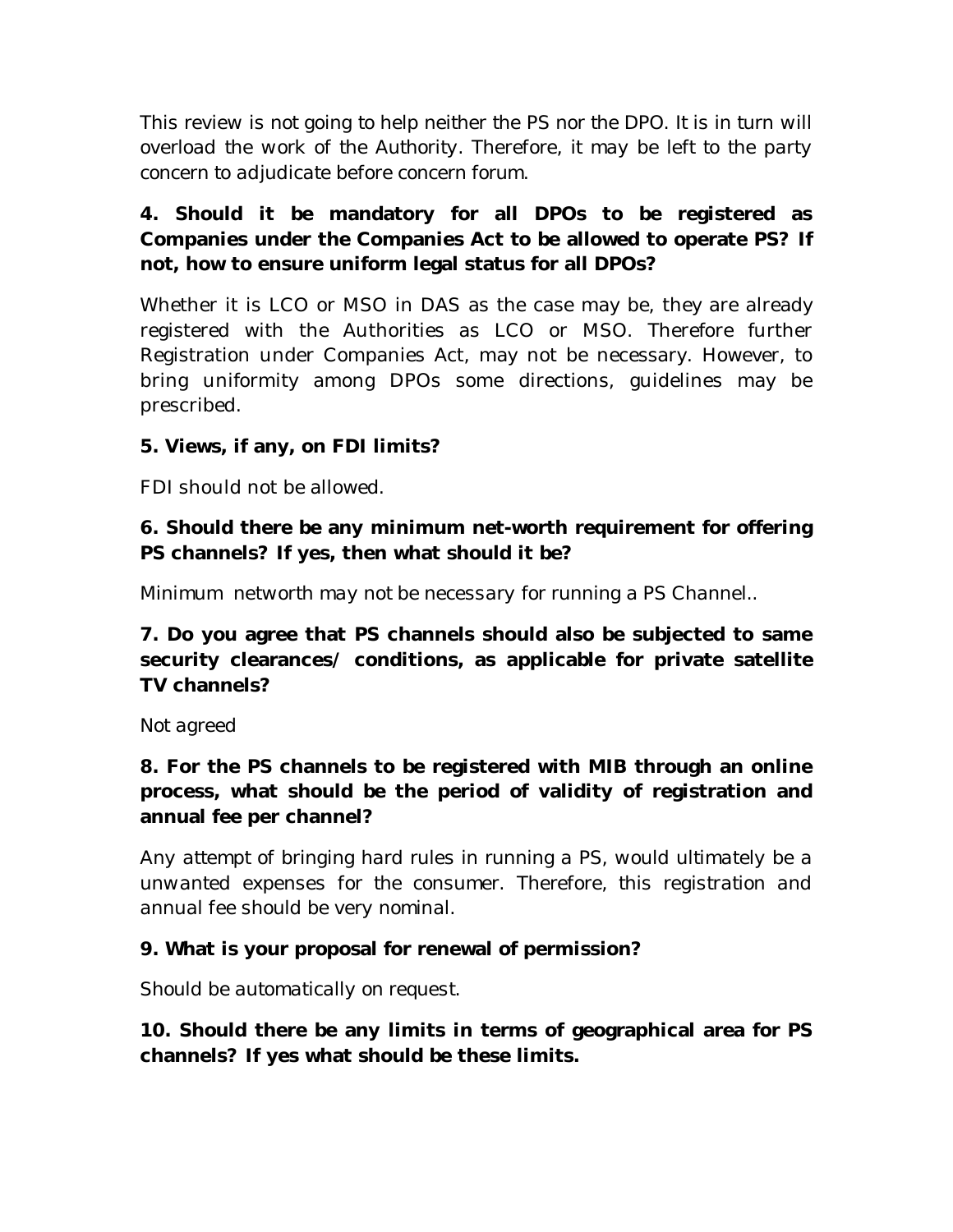This review is not going to help neither the PS nor the DPO. It is in turn will overload the work of the Authority. Therefore, it may be left to the party concern to adjudicate before concern forum.

**4. Should it be mandatory for all DPOs to be registered as Companies under the Companies Act to be allowed to operate PS? If not, how to ensure uniform legal status for all DPOs?**

Whether it is LCO or MSO in DAS as the case may be, they are already registered with the Authorities as LCO or MSO. Therefore further Registration under Companies Act, may not be necessary. However, to bring uniformity among DPOs some directions, guidelines may be prescribed.

**5. Views, if any, on FDI limits?**

FDI should not be allowed.

**6. Should there be any minimum net-worth requirement for offering PS channels? If yes, then what should it be?**

Minimum networth may not be necessary for running a PS Channel..

**7. Do you agree that PS channels should also be subjected to same security clearances/ conditions, as applicable for private satellite TV channels?**

Not agreed

**8. For the PS channels to be registered with MIB through an online process, what should be the period of validity of registration and annual fee per channel?**

Any attempt of bringing hard rules in running a PS, would ultimately be a unwanted expenses for the consumer. Therefore, this registration and annual fee should be very nominal.

**9. What is your proposal for renewal of permission?**

Should be automatically on request.

**10. Should there be any limits in terms of geographical area for PS channels? If yes what should be these limits.**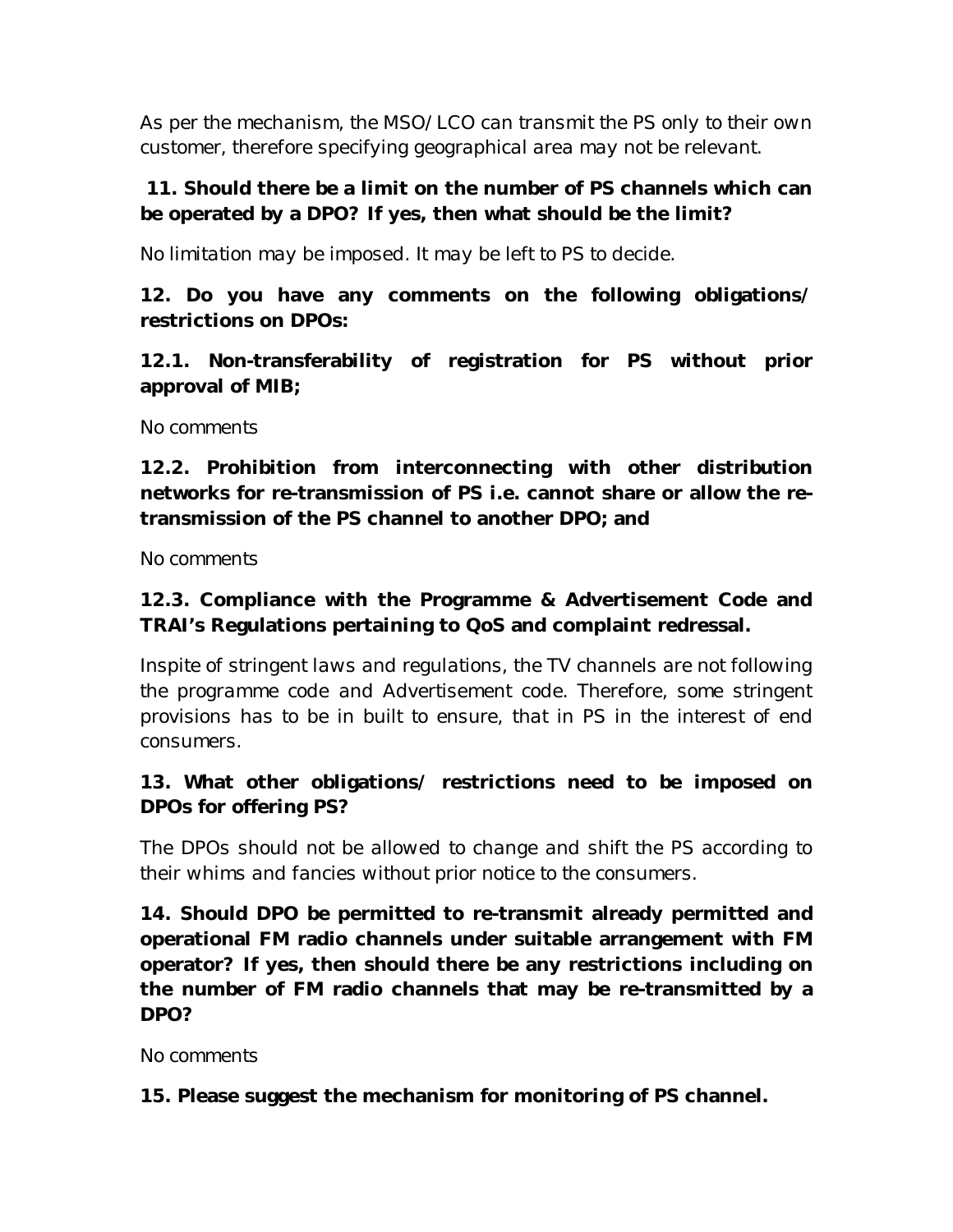As per the mechanism, the MSO/LCO can transmit the PS only to their own customer, therefore specifying geographical area may not be relevant.

**11. Should there be a limit on the number of PS channels which can be operated by a DPO? If yes, then what should be the limit?**

No limitation may be imposed. It may be left to PS to decide.

**12. Do you have any comments on the following obligations/ restrictions on DPOs:**

**12.1. Non-transferability of registration for PS without prior approval of MIB;**

No comments

**12.2. Prohibition from interconnecting with other distribution networks for re-transmission of PS i.e. cannot share or allow the re-transmission of the PS channel to another DPO; and**

No comments

**12.3. Compliance with the Programme & Advertisement Code and TRAI's Regulations pertaining to QoS and complaint redressal.**

Inspite of stringent laws and regulations, the TV channels are not following the programme code and Advertisement code. Therefore, some stringent provisions has to be in built to ensure, that in PS in the interest of end consumers.

**13. What other obligations/ restrictions need to be imposed on DPOs for offering PS?**

The DPOs should not be allowed to change and shift the PS according to their whims and fancies without prior notice to the consumers.

**14. Should DPO be permitted to re-transmit already permitted and operational FM radio channels under suitable arrangement with FM operator? If yes, then should there be any restrictions including on the number of FM radio channels that may be re-transmitted by a DPO?**

No comments

**15. Please suggest the mechanism for monitoring of PS channel.**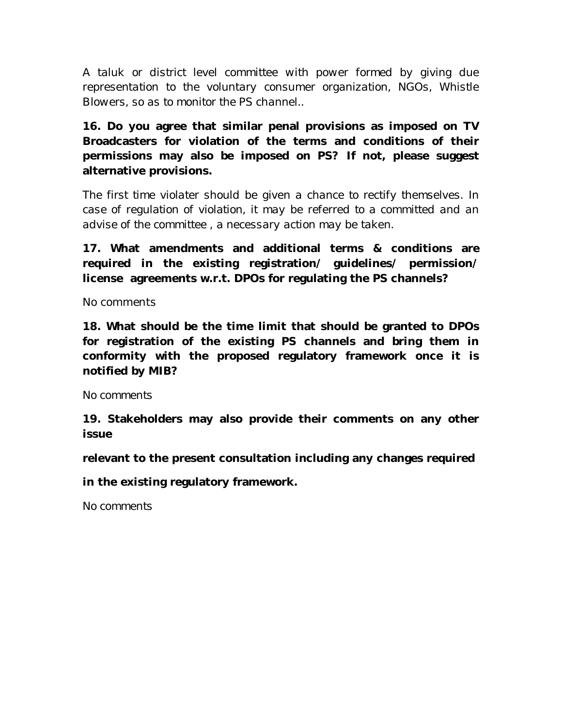A taluk or district level committee with power formed by giving due representation to the voluntary consumer organization, NGOs, Whistle Blowers, so as to monitor the PS channel..

**16. Do you agree that similar penal provisions as imposed on TV Broadcasters for violation of the terms and conditions of their permissions may also be imposed on PS? If not, please suggest alternative provisions.**

The first time violater should be given a chance to rectify themselves. In case of regulation of violation, it may be referred to a committed and an advise of the committee , a necessary action may be taken.

**17. What amendments and additional terms & conditions are required in the existing registration/ guidelines/ permission/ license agreements w.r.t. DPOs for regulating the PS channels?**

No comments

**18. What should be the time limit that should be granted to DPOs for registration of the existing PS channels and bring them in conformity with the proposed regulatory framework once it is notified by MIB?**

No comments

**19. Stakeholders may also provide their comments on any other issue**

**relevant to the present consultation including any changes required**

**in the existing regulatory framework.**

No comments